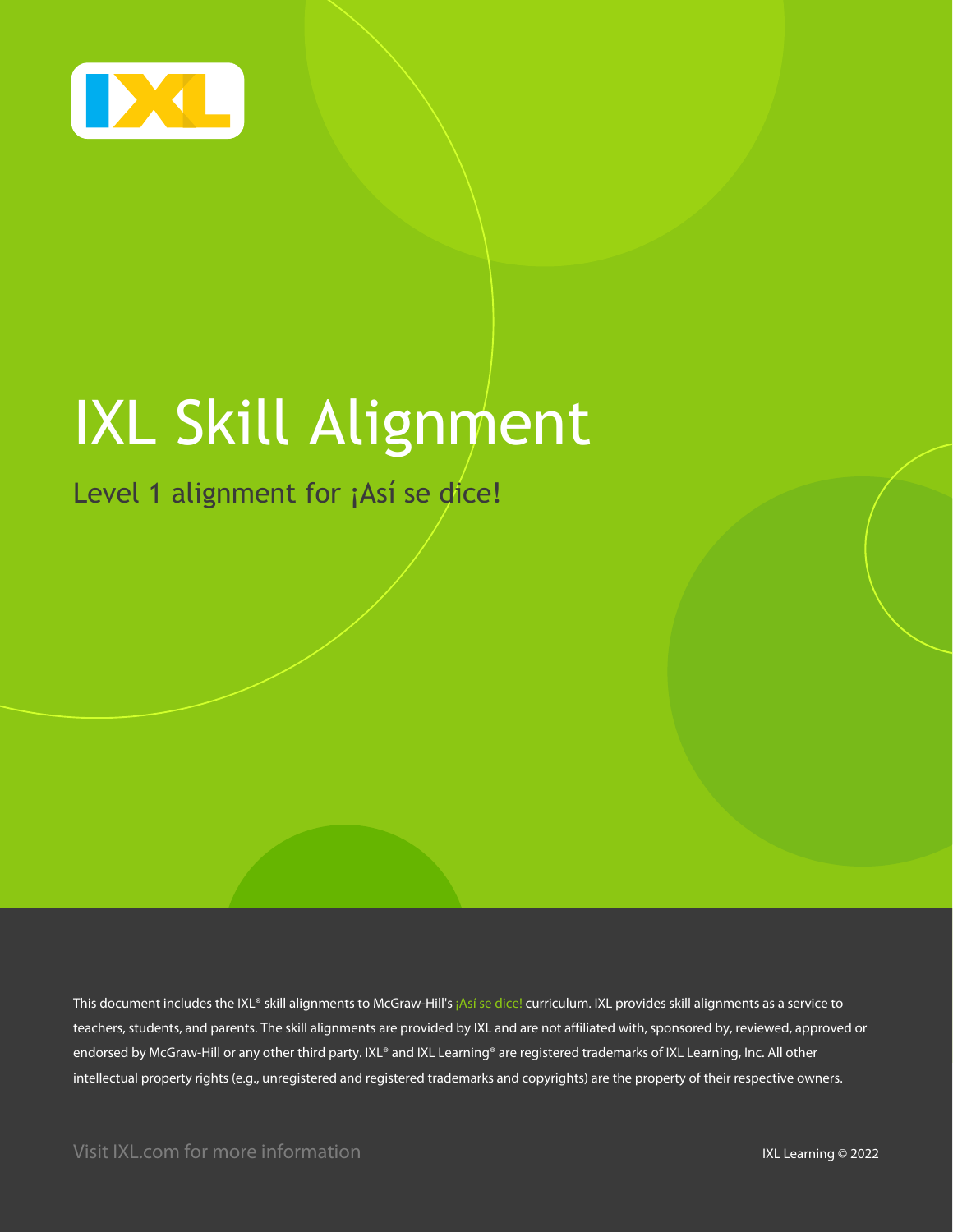# IXL Skill Alignment

## Level 1 alignment for ¡Así se dice!

This document includes the IXL® skill alignments to McGraw-Hill's ¡Así se dice! curriculum. IXL provides skill alignments as a service to teachers, students, and parents. The skill alignments are provided by IXL and are not affiliated with, sponsored by, reviewed, approved or endorsed by McGraw-Hill or any other third party. IXL® and IXL Learning® are registered trademarks of IXL Learning, Inc. All other intellectual property rights (e.g., unregistered and registered trademarks and copyrights) are the property of their respective owners.

Visit IXL.com for more information

IXL Learning © 2022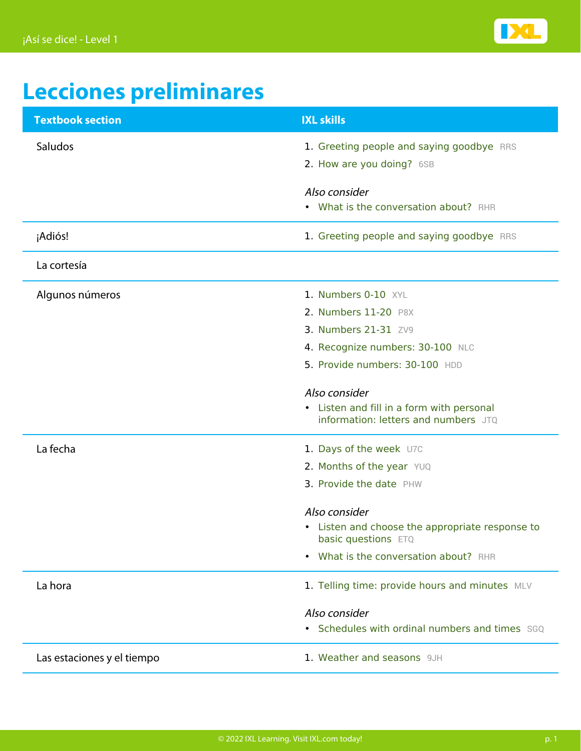# Lecciones preliminares

| Textbook section | IXL skills |
|---|---|
| Saludos | 1. Greeting people and saying goodbye RRS<br>2. How are you doing? 6SB<br><br>*Also consider*<br>• What is the conversation about? RHR |
| ¡Adiós! | 1. Greeting people and saying goodbye RRS |
| La cortesía | |
| Algunos números | 1. Numbers 0-10 XYL<br>2. Numbers 11-20 P8X<br>3. Numbers 21-31 ZV9<br>4. Recognize numbers: 30-100 NLC<br>5. Provide numbers: 30-100 HDD<br><br>*Also consider*<br>• Listen and fill in a form with personal information: letters and numbers JTQ |
| La fecha | 1. Days of the week U7C<br>2. Months of the year YUQ<br>3. Provide the date PHW<br><br>*Also consider*<br>• Listen and choose the appropriate response to basic questions ETQ<br>• What is the conversation about? RHR |
| La hora | 1. Telling time: provide hours and minutes MLV<br><br>*Also consider*<br>• Schedules with ordinal numbers and times SGQ |
| Las estaciones y el tiempo | 1. Weather and seasons 9JH |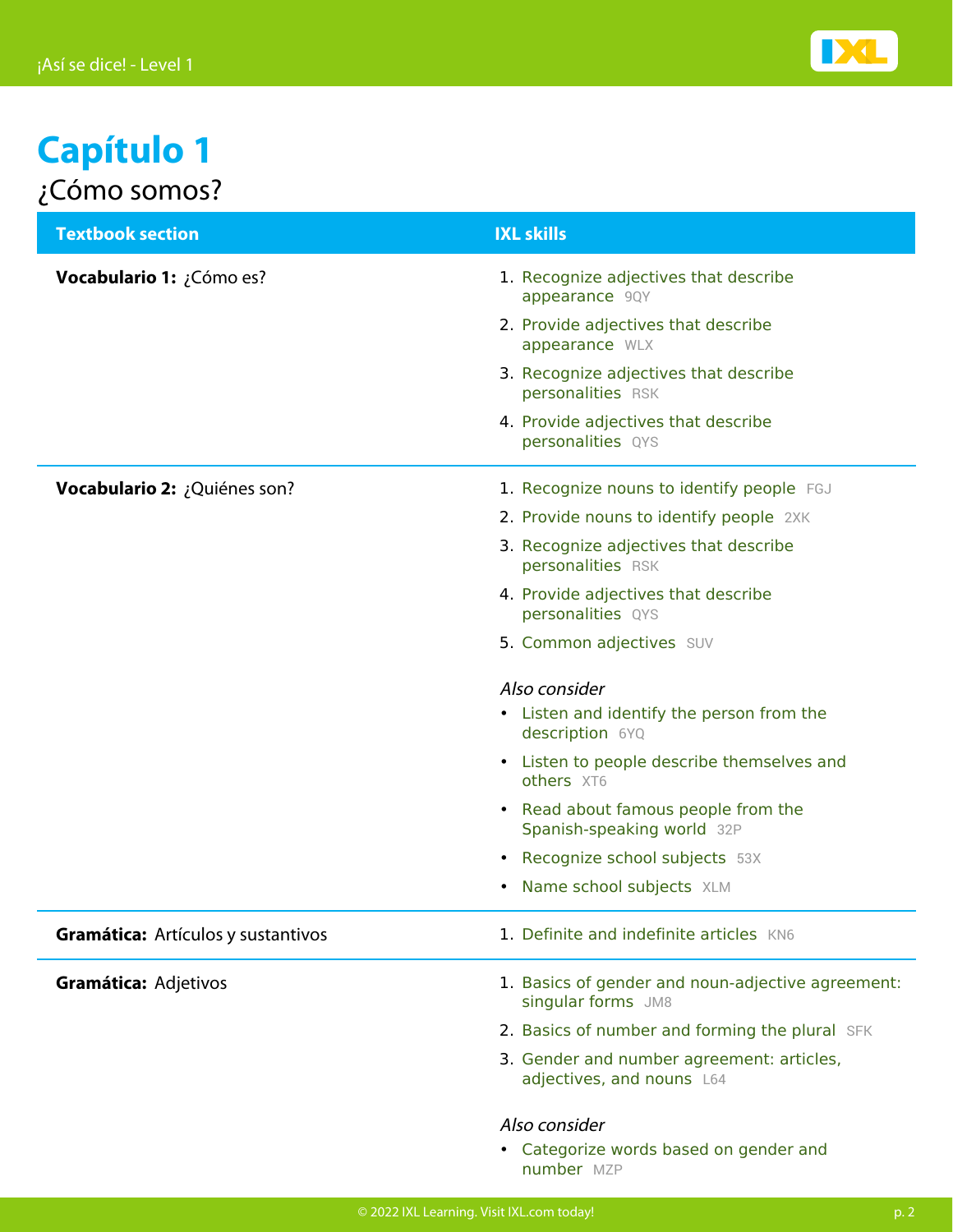# Capítulo 1

## ¿Cómo somos?

| Textbook section | IXL skills |
|---|---|
| **Vocabulario 1:** ¿Cómo es? | 1. Recognize adjectives that describe appearance 9QY<br>2. Provide adjectives that describe appearance WLX<br>3. Recognize adjectives that describe personalities RSK<br>4. Provide adjectives that describe personalities QYS |
| **Vocabulario 2:** ¿Quiénes son? | 1. Recognize nouns to identify people FGJ<br>2. Provide nouns to identify people 2XK<br>3. Recognize adjectives that describe personalities RSK<br>4. Provide adjectives that describe personalities QYS<br>5. Common adjectives SUV<br><br>*Also consider*<br>• Listen and identify the person from the description 6YQ<br>• Listen to people describe themselves and others XT6<br>• Read about famous people from the Spanish-speaking world 32P<br>• Recognize school subjects 53X<br>• Name school subjects XLM |
| **Gramática:** Artículos y sustantivos | 1. Definite and indefinite articles KN6 |
| **Gramática:** Adjetivos | 1. Basics of gender and noun-adjective agreement: singular forms JM8<br>2. Basics of number and forming the plural SFK<br>3. Gender and number agreement: articles, adjectives, and nouns L64<br><br>*Also consider*<br>• Categorize words based on gender and number MZP |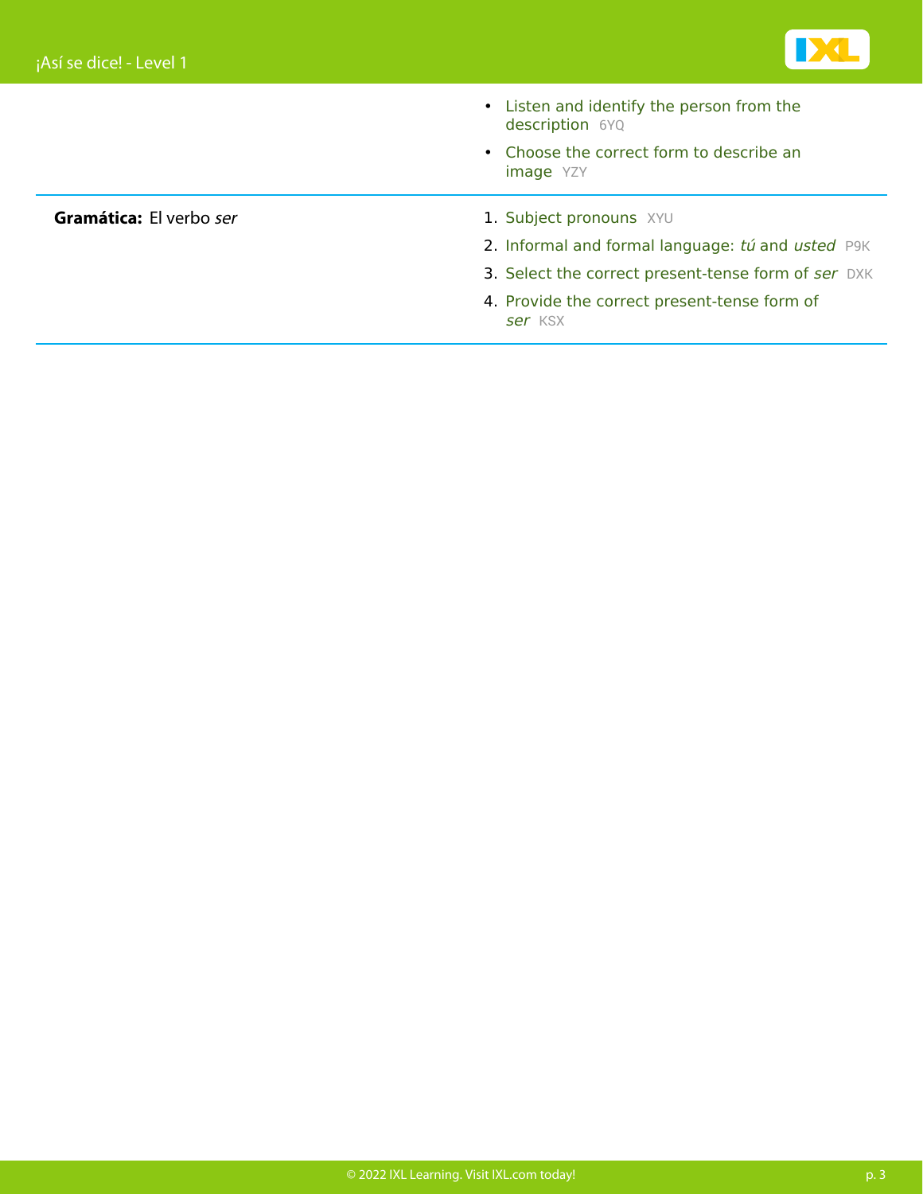- Listen and identify the person from the description 6YQ
- Choose the correct form to describe an image YZY

**Gramática:** El verbo *ser*

1. Subject pronouns XYU
2. Informal and formal language: *tú* and *usted* P9K
3. Select the correct present-tense form of *ser* DXK
4. Provide the correct present-tense form of *ser* KSX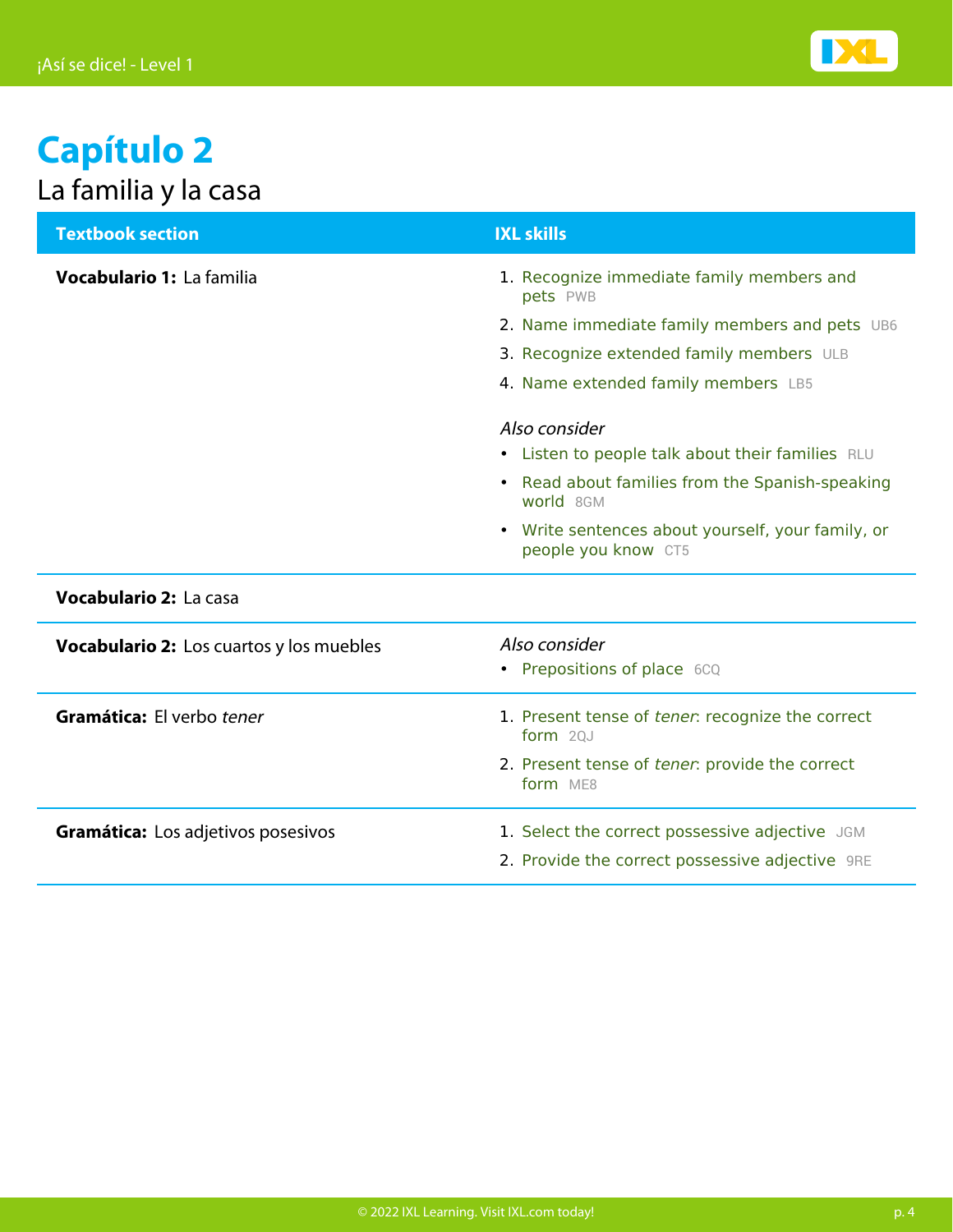# Capítulo 2

## La familia y la casa

| Textbook section | IXL skills |
| --- | --- |
| **Vocabulario 1:** La familia | 1. Recognize immediate family members and pets PWB<br>2. Name immediate family members and pets UB6<br>3. Recognize extended family members ULB<br>4. Name extended family members LB5<br><br>*Also consider*<br>• Listen to people talk about their families RLU<br>• Read about families from the Spanish-speaking world 8GM<br>• Write sentences about yourself, your family, or people you know CT5 |
| **Vocabulario 2:** La casa | |
| **Vocabulario 2:** Los cuartos y los muebles | *Also consider*<br>• Prepositions of place 6CQ |
| **Gramática:** El verbo *tener* | 1. Present tense of *tener*: recognize the correct form 2QJ<br>2. Present tense of *tener*: provide the correct form ME8 |
| **Gramática:** Los adjetivos posesivos | 1. Select the correct possessive adjective JGM<br>2. Provide the correct possessive adjective 9RE |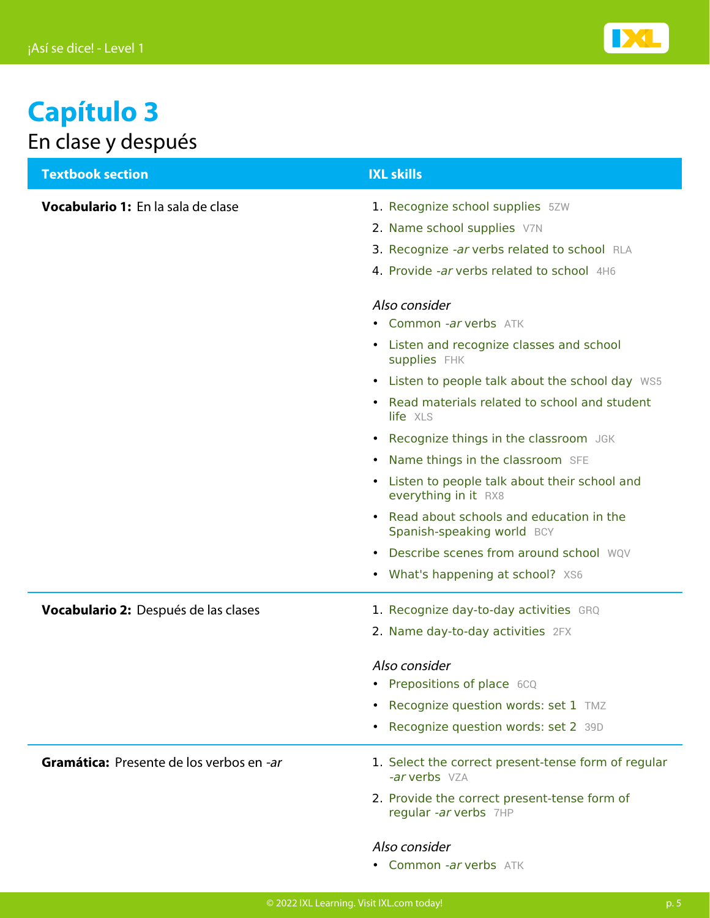# Capítulo 3

## En clase y después

| Textbook section | IXL skills |
| --- | --- |
| **Vocabulario 1:** En la sala de clase | 1. Recognize school supplies 5ZW<br>2. Name school supplies V7N<br>3. Recognize *-ar* verbs related to school RLA<br>4. Provide *-ar* verbs related to school 4H6<br><br>*Also consider*<br>• Common *-ar* verbs ATK<br>• Listen and recognize classes and school supplies FHK<br>• Listen to people talk about the school day WS5<br>• Read materials related to school and student life XLS<br>• Recognize things in the classroom JGK<br>• Name things in the classroom SFE<br>• Listen to people talk about their school and everything in it RX8<br>• Read about schools and education in the Spanish-speaking world BCY<br>• Describe scenes from around school WQV<br>• What's happening at school? XS6 |
| **Vocabulario 2:** Después de las clases | 1. Recognize day-to-day activities GRQ<br>2. Name day-to-day activities 2FX<br><br>*Also consider*<br>• Prepositions of place 6CQ<br>• Recognize question words: set 1 TMZ<br>• Recognize question words: set 2 39D |
| **Gramática:** Presente de los verbos en *-ar* | 1. Select the correct present-tense form of regular *-ar* verbs VZA<br>2. Provide the correct present-tense form of regular *-ar* verbs 7HP<br><br>*Also consider*<br>• Common *-ar* verbs ATK |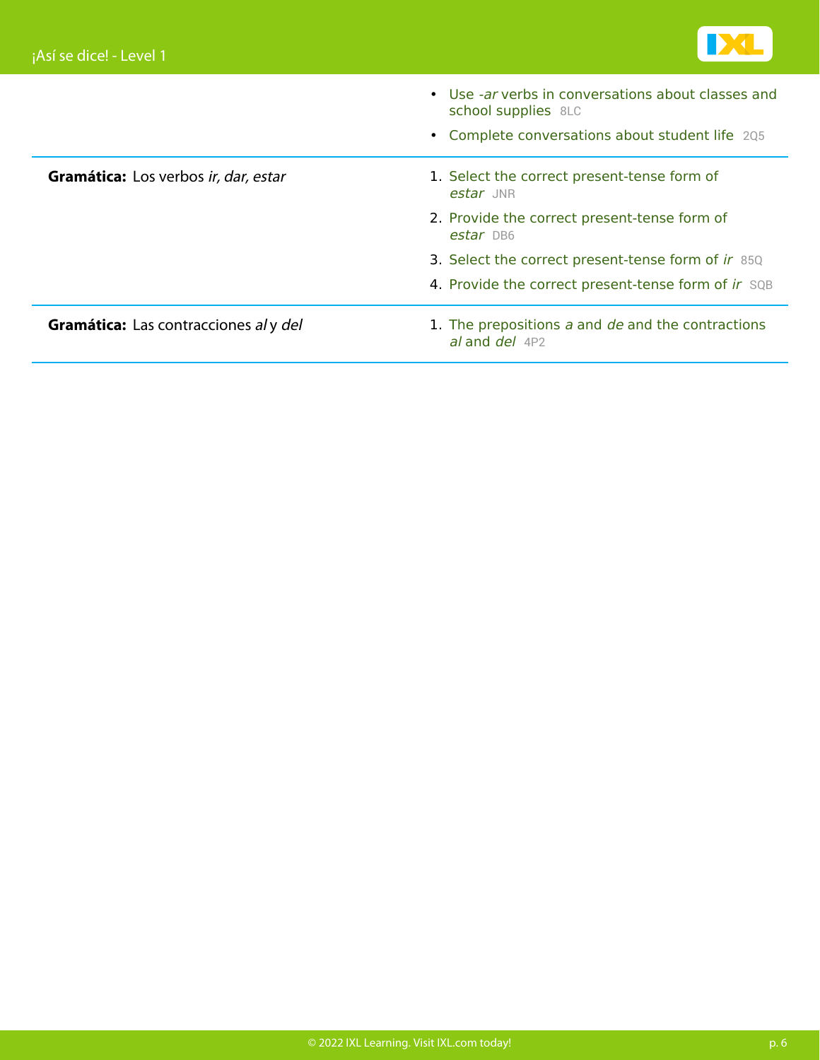| | |
|---|---|
| | • Use *-ar* verbs in conversations about classes and school supplies 8LC<br>• Complete conversations about student life 2Q5 |
| **Gramática:** Los verbos *ir, dar, estar* | 1. Select the correct present-tense form of *estar* JNR<br>2. Provide the correct present-tense form of *estar* DB6<br>3. Select the correct present-tense form of *ir* 85Q<br>4. Provide the correct present-tense form of *ir* SQB |
| **Gramática:** Las contracciones *al* y *del* | 1. The prepositions *a* and *de* and the contractions *al* and *del* 4P2 |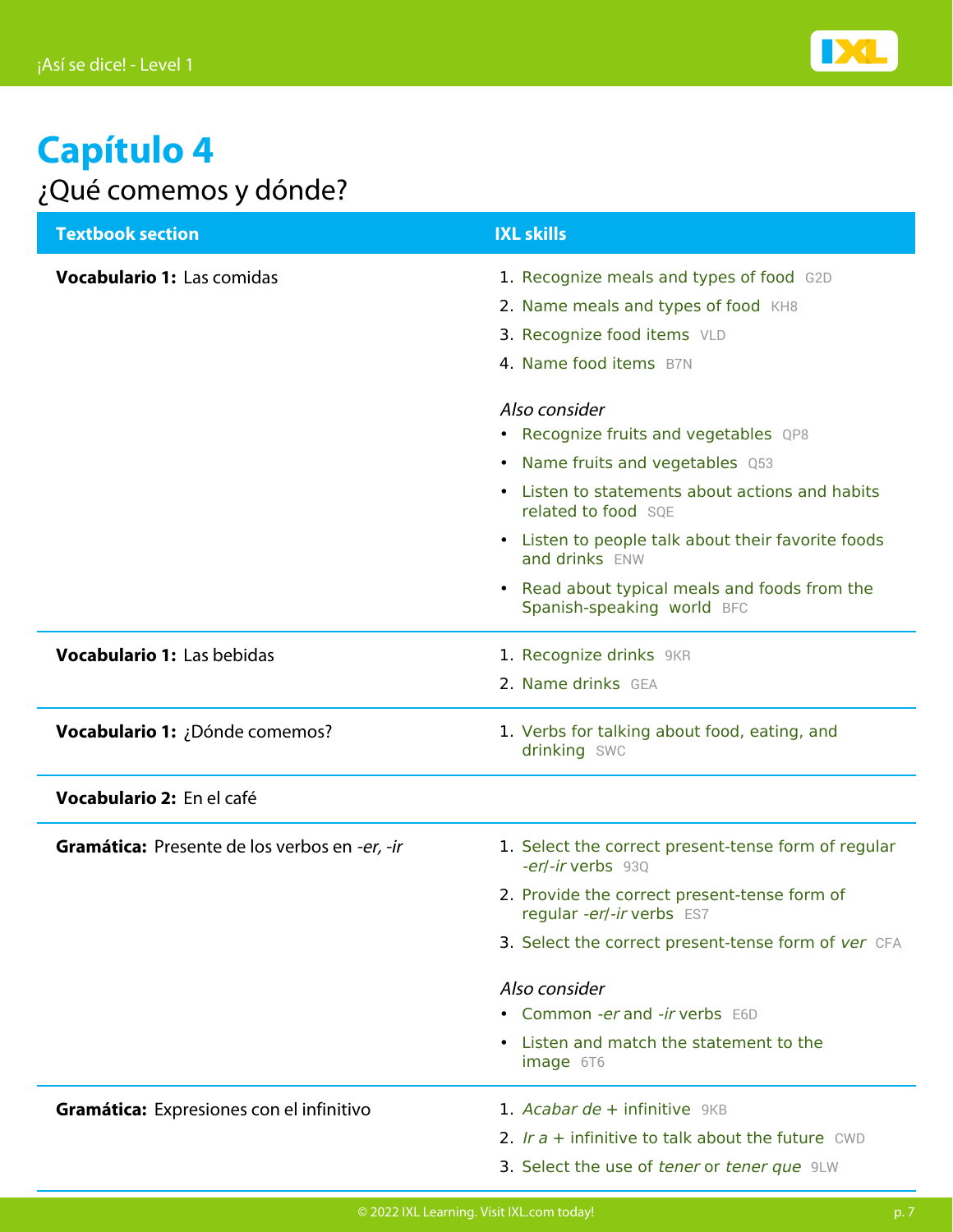# Capítulo 4

## ¿Qué comemos y dónde?

| Textbook section | IXL skills |
| --- | --- |
| **Vocabulario 1:** Las comidas | 1. Recognize meals and types of food G2D<br>2. Name meals and types of food KH8<br>3. Recognize food items VLD<br>4. Name food items B7N<br><br>*Also consider*<br>• Recognize fruits and vegetables QP8<br>• Name fruits and vegetables Q53<br>• Listen to statements about actions and habits related to food SQE<br>• Listen to people talk about their favorite foods and drinks ENW<br>• Read about typical meals and foods from the Spanish-speaking world BFC |
| **Vocabulario 1:** Las bebidas | 1. Recognize drinks 9KR<br>2. Name drinks GEA |
| **Vocabulario 1:** ¿Dónde comemos? | 1. Verbs for talking about food, eating, and drinking SWC |
| **Vocabulario 2:** En el café | |
| **Gramática:** Presente de los verbos en *-er, -ir* | 1. Select the correct present-tense form of regular *-er*/*-ir* verbs 93Q<br>2. Provide the correct present-tense form of regular *-er*/*-ir* verbs ES7<br>3. Select the correct present-tense form of *ver* CFA<br><br>*Also consider*<br>• Common *-er* and *-ir* verbs E6D<br>• Listen and match the statement to the image 6T6 |
| **Gramática:** Expresiones con el infinitivo | 1. *Acabar de* + infinitive 9KB<br>2. *Ir a* + infinitive to talk about the future CWD<br>3. Select the use of *tener* or *tener que* 9LW |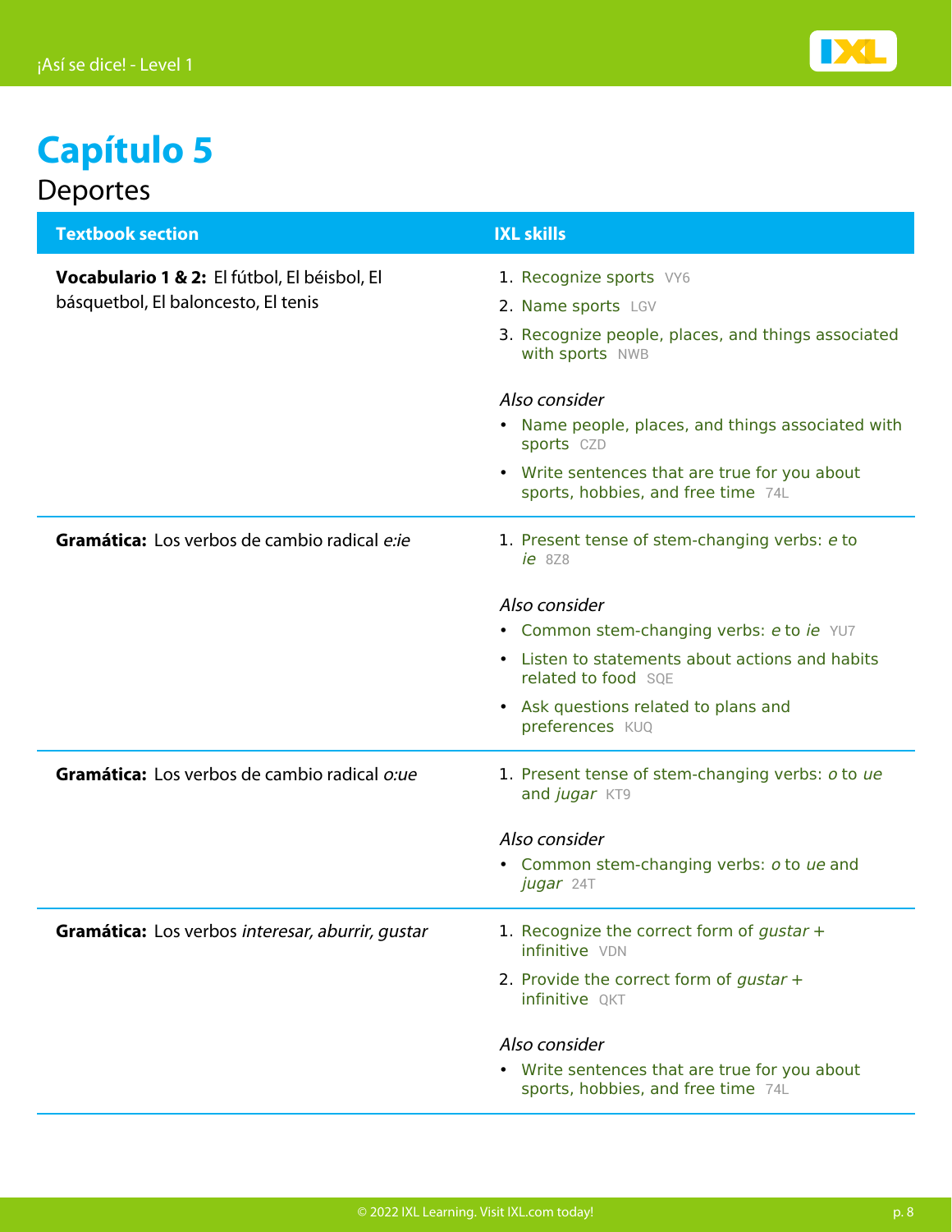# Capítulo 5

## Deportes

| Textbook section | IXL skills |
| --- | --- |
| **Vocabulario 1 & 2:** El fútbol, El béisbol, El básquetbol, El baloncesto, El tenis | 1. Recognize sports VY6<br>2. Name sports LGV<br>3. Recognize people, places, and things associated with sports NWB<br><br>*Also consider*<br>• Name people, places, and things associated with sports CZD<br>• Write sentences that are true for you about sports, hobbies, and free time 74L |
| **Gramática:** Los verbos de cambio radical *e:ie* | 1. Present tense of stem-changing verbs: *e* to *ie* 8Z8<br><br>*Also consider*<br>• Common stem-changing verbs: *e* to *ie* YU7<br>• Listen to statements about actions and habits related to food SQE<br>• Ask questions related to plans and preferences KUQ |
| **Gramática:** Los verbos de cambio radical *o:ue* | 1. Present tense of stem-changing verbs: *o* to *ue* and *jugar* KT9<br><br>*Also consider*<br>• Common stem-changing verbs: *o* to *ue* and *jugar* 24T |
| **Gramática:** Los verbos *interesar, aburrir, gustar* | 1. Recognize the correct form of *gustar* + infinitive VDN<br>2. Provide the correct form of *gustar* + infinitive QKT<br><br>*Also consider*<br>• Write sentences that are true for you about sports, hobbies, and free time 74L |